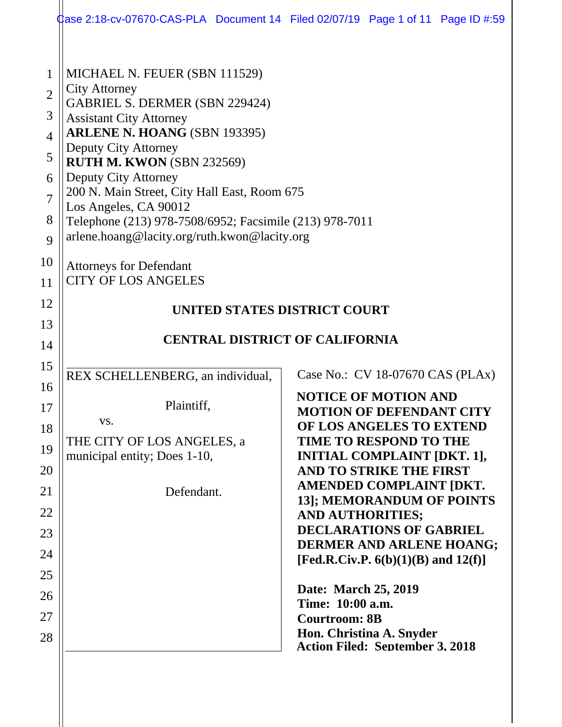MICHAEL N. FEUER (SBN 111529)
City Attorney
GABRIEL S. DERMER (SBN 229424)
Assistant City Attorney
**ARLENE N. HOANG** (SBN 193395)
Deputy City Attorney
**RUTH M. KWON** (SBN 232569)
Deputy City Attorney
200 N. Main Street, City Hall East, Room 675
Los Angeles, CA 90012
Telephone (213) 978-7508/6952; Facsimile (213) 978-7011
arlene.hoang@lacity.org/ruth.kwon@lacity.org

Attorneys for Defendant
CITY OF LOS ANGELES

**UNITED STATES DISTRICT COURT**

**CENTRAL DISTRICT OF CALIFORNIA**

REX SCHELLENBERG, an individual,

Plaintiff,

vs.

THE CITY OF LOS ANGELES, a municipal entity; Does 1-10,

Defendant.

Case No.: CV 18-07670 CAS (PLAx)

**NOTICE OF MOTION AND MOTION OF DEFENDANT CITY OF LOS ANGELES TO EXTEND TIME TO RESPOND TO THE INITIAL COMPLAINT [DKT. 1], AND TO STRIKE THE FIRST AMENDED COMPLAINT [DKT. 13]; MEMORANDUM OF POINTS AND AUTHORITIES; DECLARATIONS OF GABRIEL DERMER AND ARLENE HOANG; [Fed.R.Civ.P. 6(b)(1)(B) and 12(f)]**

**Date: March 25, 2019**
**Time: 10:00 a.m.**
**Courtroom: 8B**
**Hon. Christina A. Snyder**
**Action Filed: September 3, 2018**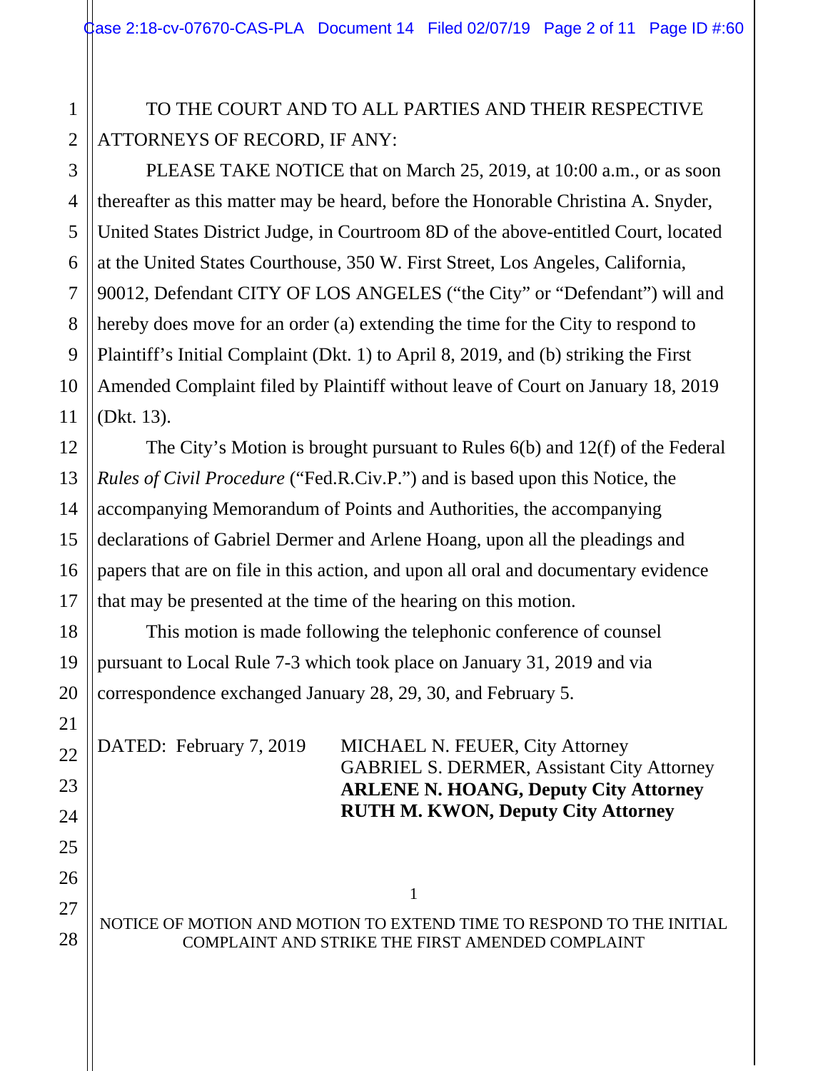TO THE COURT AND TO ALL PARTIES AND THEIR RESPECTIVE ATTORNEYS OF RECORD, IF ANY:

PLEASE TAKE NOTICE that on March 25, 2019, at 10:00 a.m., or as soon thereafter as this matter may be heard, before the Honorable Christina A. Snyder, United States District Judge, in Courtroom 8D of the above-entitled Court, located at the United States Courthouse, 350 W. First Street, Los Angeles, California, 90012, Defendant CITY OF LOS ANGELES ("the City" or "Defendant") will and hereby does move for an order (a) extending the time for the City to respond to Plaintiff's Initial Complaint (Dkt. 1) to April 8, 2019, and (b) striking the First Amended Complaint filed by Plaintiff without leave of Court on January 18, 2019 (Dkt. 13).

The City's Motion is brought pursuant to Rules 6(b) and 12(f) of the Federal *Rules of Civil Procedure* ("Fed.R.Civ.P.") and is based upon this Notice, the accompanying Memorandum of Points and Authorities, the accompanying declarations of Gabriel Dermer and Arlene Hoang, upon all the pleadings and papers that are on file in this action, and upon all oral and documentary evidence that may be presented at the time of the hearing on this motion.

This motion is made following the telephonic conference of counsel pursuant to Local Rule 7-3 which took place on January 31, 2019 and via correspondence exchanged January 28, 29, 30, and February 5.

DATED: February 7, 2019

MICHAEL N. FEUER, City Attorney
GABRIEL S. DERMER, Assistant City Attorney
**ARLENE N. HOANG, Deputy City Attorney**
**RUTH M. KWON, Deputy City Attorney**

NOTICE OF MOTION AND MOTION TO EXTEND TIME TO RESPOND TO THE INITIAL COMPLAINT AND STRIKE THE FIRST AMENDED COMPLAINT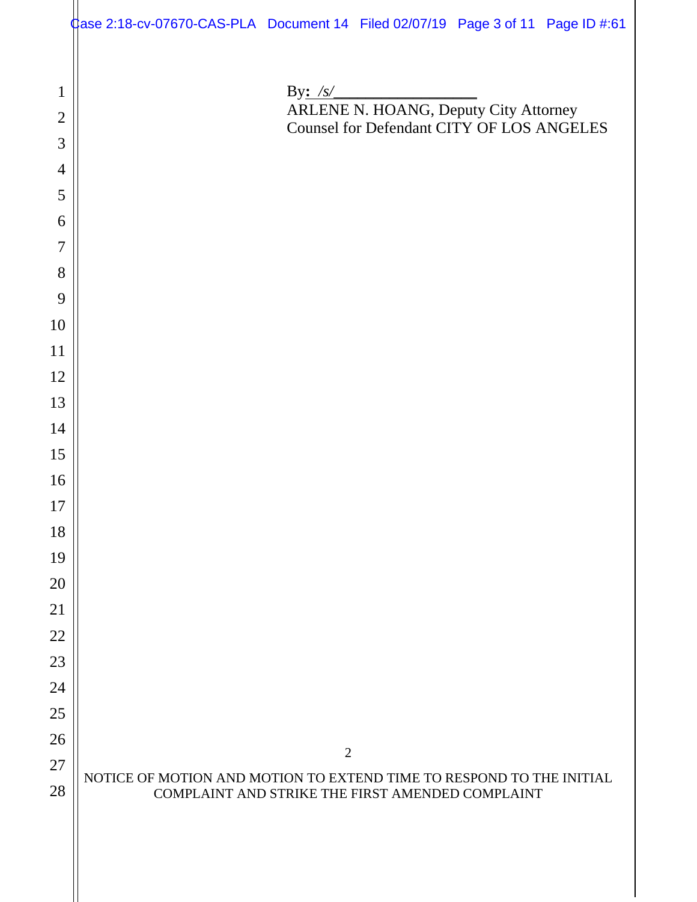By: /s/___________________
ARLENE N. HOANG, Deputy City Attorney
Counsel for Defendant CITY OF LOS ANGELES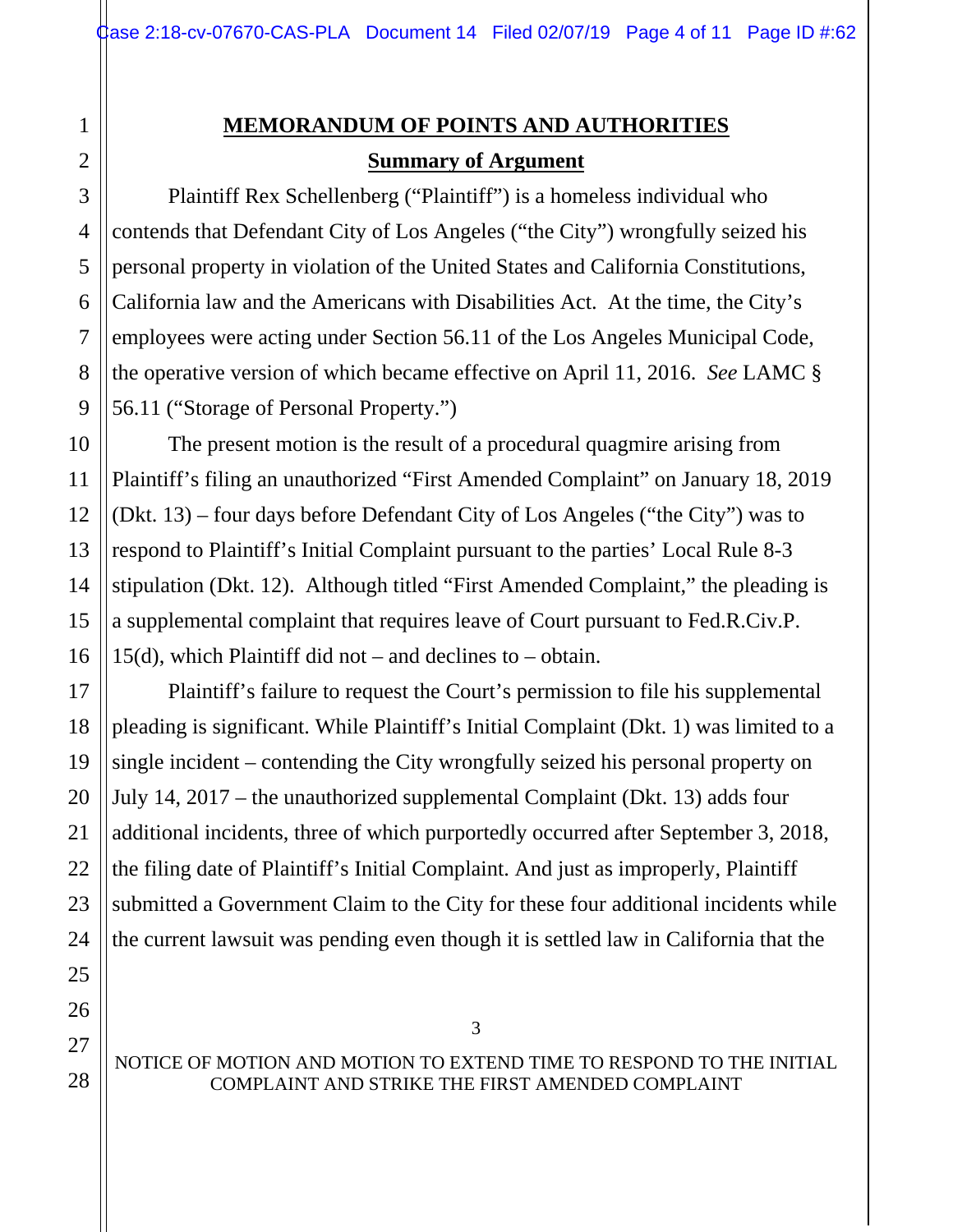## MEMORANDUM OF POINTS AND AUTHORITIES

### Summary of Argument

Plaintiff Rex Schellenberg ("Plaintiff") is a homeless individual who contends that Defendant City of Los Angeles ("the City") wrongfully seized his personal property in violation of the United States and California Constitutions, California law and the Americans with Disabilities Act. At the time, the City's employees were acting under Section 56.11 of the Los Angeles Municipal Code, the operative version of which became effective on April 11, 2016. *See* LAMC § 56.11 ("Storage of Personal Property.")

The present motion is the result of a procedural quagmire arising from Plaintiff's filing an unauthorized "First Amended Complaint" on January 18, 2019 (Dkt. 13) – four days before Defendant City of Los Angeles ("the City") was to respond to Plaintiff's Initial Complaint pursuant to the parties' Local Rule 8-3 stipulation (Dkt. 12). Although titled "First Amended Complaint," the pleading is a supplemental complaint that requires leave of Court pursuant to Fed.R.Civ.P. 15(d), which Plaintiff did not – and declines to – obtain.

Plaintiff's failure to request the Court's permission to file his supplemental pleading is significant. While Plaintiff's Initial Complaint (Dkt. 1) was limited to a single incident – contending the City wrongfully seized his personal property on July 14, 2017 – the unauthorized supplemental Complaint (Dkt. 13) adds four additional incidents, three of which purportedly occurred after September 3, 2018, the filing date of Plaintiff's Initial Complaint. And just as improperly, Plaintiff submitted a Government Claim to the City for these four additional incidents while the current lawsuit was pending even though it is settled law in California that the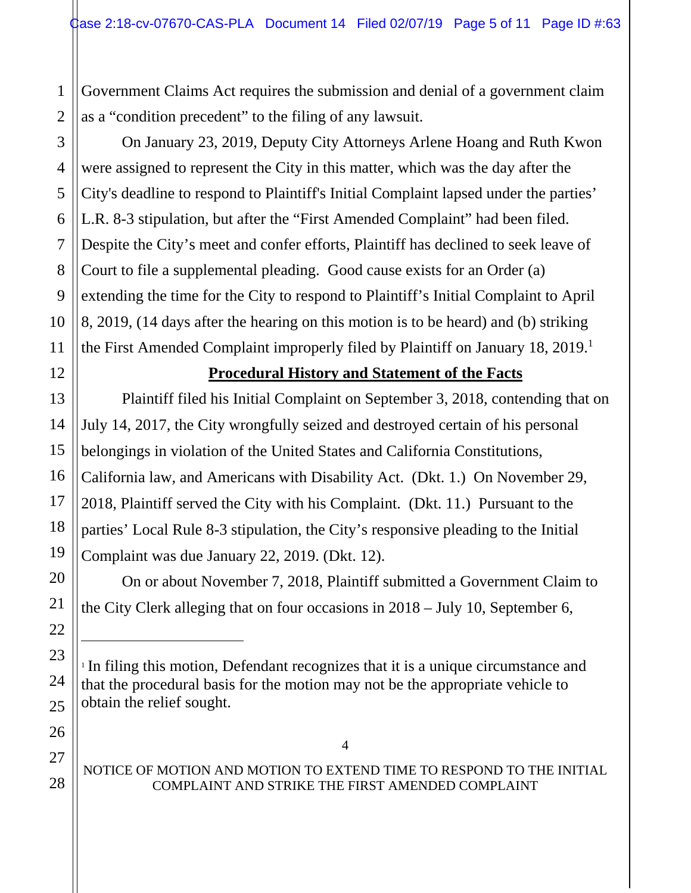Government Claims Act requires the submission and denial of a government claim as a "condition precedent" to the filing of any lawsuit.

On January 23, 2019, Deputy City Attorneys Arlene Hoang and Ruth Kwon were assigned to represent the City in this matter, which was the day after the City's deadline to respond to Plaintiff's Initial Complaint lapsed under the parties' L.R. 8-3 stipulation, but after the "First Amended Complaint" had been filed. Despite the City's meet and confer efforts, Plaintiff has declined to seek leave of Court to file a supplemental pleading. Good cause exists for an Order (a) extending the time for the City to respond to Plaintiff's Initial Complaint to April 8, 2019, (14 days after the hearing on this motion is to be heard) and (b) striking the First Amended Complaint improperly filed by Plaintiff on January 18, 2019.[1]

## Procedural History and Statement of the Facts

Plaintiff filed his Initial Complaint on September 3, 2018, contending that on July 14, 2017, the City wrongfully seized and destroyed certain of his personal belongings in violation of the United States and California Constitutions, California law, and Americans with Disability Act. (Dkt. 1.) On November 29, 2018, Plaintiff served the City with his Complaint. (Dkt. 11.) Pursuant to the parties' Local Rule 8-3 stipulation, the City's responsive pleading to the Initial Complaint was due January 22, 2019. (Dkt. 12).

On or about November 7, 2018, Plaintiff submitted a Government Claim to the City Clerk alleging that on four occasions in 2018 – July 10, September 6,

---

[1] In filing this motion, Defendant recognizes that it is a unique circumstance and that the procedural basis for the motion may not be the appropriate vehicle to obtain the relief sought.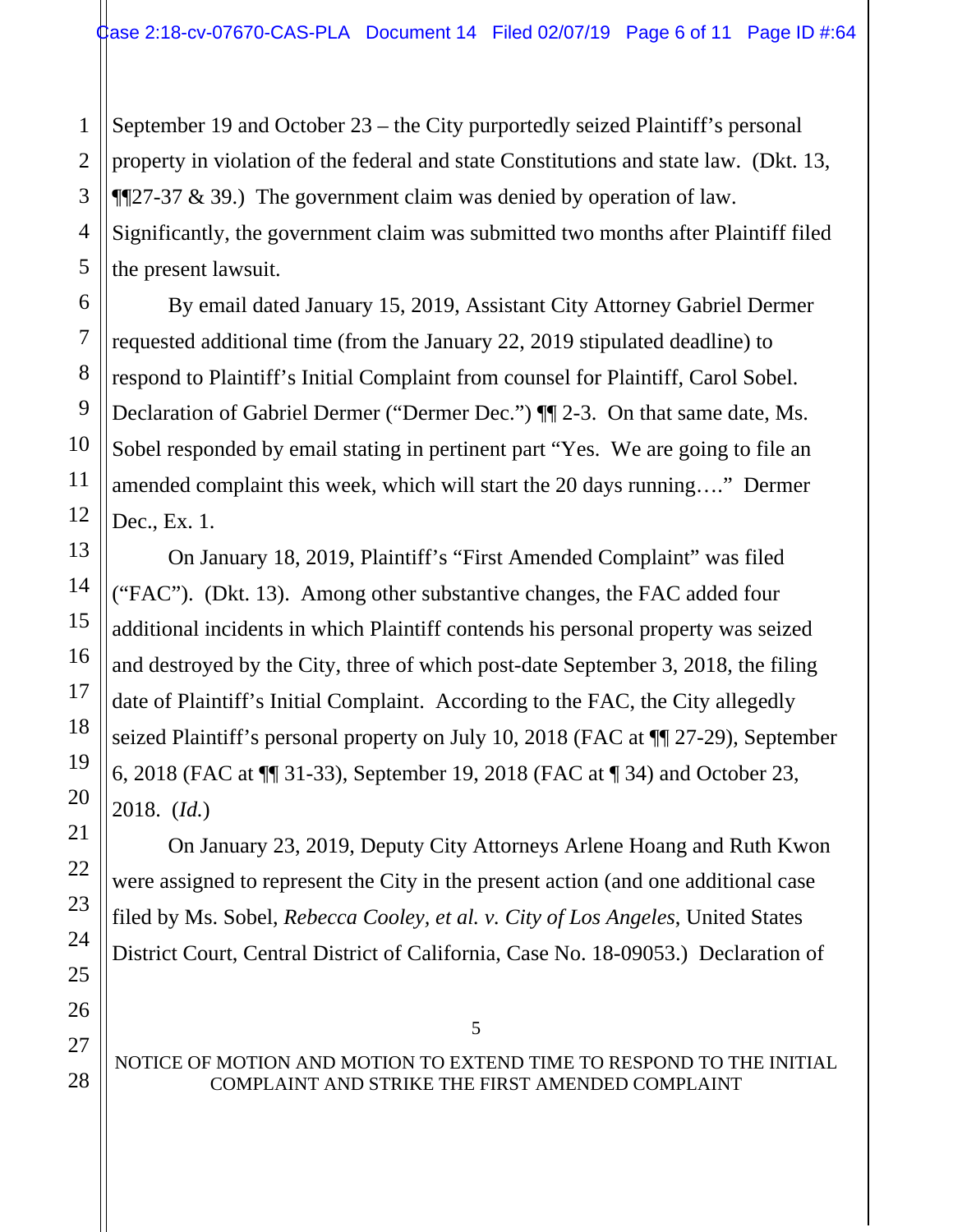September 19 and October 23 – the City purportedly seized Plaintiff's personal property in violation of the federal and state Constitutions and state law. (Dkt. 13, ¶¶27-37 & 39.) The government claim was denied by operation of law. Significantly, the government claim was submitted two months after Plaintiff filed the present lawsuit.

By email dated January 15, 2019, Assistant City Attorney Gabriel Dermer requested additional time (from the January 22, 2019 stipulated deadline) to respond to Plaintiff's Initial Complaint from counsel for Plaintiff, Carol Sobel. Declaration of Gabriel Dermer ("Dermer Dec.") ¶¶ 2-3. On that same date, Ms. Sobel responded by email stating in pertinent part "Yes. We are going to file an amended complaint this week, which will start the 20 days running…." Dermer Dec., Ex. 1.

On January 18, 2019, Plaintiff's "First Amended Complaint" was filed ("FAC"). (Dkt. 13). Among other substantive changes, the FAC added four additional incidents in which Plaintiff contends his personal property was seized and destroyed by the City, three of which post-date September 3, 2018, the filing date of Plaintiff's Initial Complaint. According to the FAC, the City allegedly seized Plaintiff's personal property on July 10, 2018 (FAC at ¶¶ 27-29), September 6, 2018 (FAC at ¶¶ 31-33), September 19, 2018 (FAC at ¶ 34) and October 23, 2018. (*Id.*)

On January 23, 2019, Deputy City Attorneys Arlene Hoang and Ruth Kwon were assigned to represent the City in the present action (and one additional case filed by Ms. Sobel, *Rebecca Cooley, et al. v. City of Los Angeles*, United States District Court, Central District of California, Case No. 18-09053.) Declaration of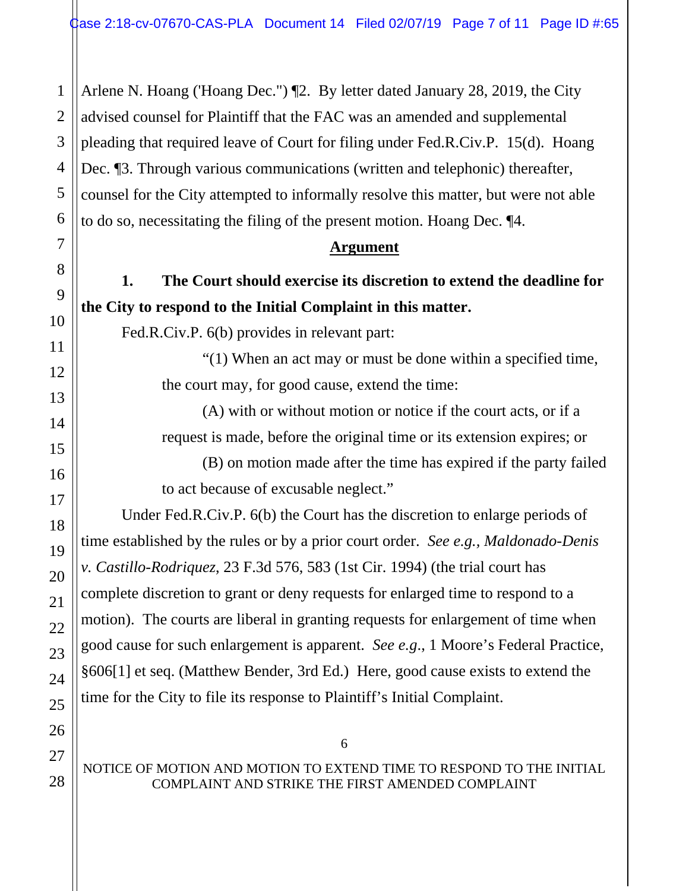Arlene N. Hoang ('Hoang Dec.") ¶2. By letter dated January 28, 2019, the City advised counsel for Plaintiff that the FAC was an amended and supplemental pleading that required leave of Court for filing under Fed.R.Civ.P. 15(d). Hoang Dec. ¶3. Through various communications (written and telephonic) thereafter, counsel for the City attempted to informally resolve this matter, but were not able to do so, necessitating the filing of the present motion. Hoang Dec. ¶4.

## Argument

**1. The Court should exercise its discretion to extend the deadline for the City to respond to the Initial Complaint in this matter.**

Fed.R.Civ.P. 6(b) provides in relevant part:

> "(1) When an act may or must be done within a specified time, the court may, for good cause, extend the time:
>
> (A) with or without motion or notice if the court acts, or if a request is made, before the original time or its extension expires; or
>
> (B) on motion made after the time has expired if the party failed to act because of excusable neglect."

Under Fed.R.Civ.P. 6(b) the Court has the discretion to enlarge periods of time established by the rules or by a prior court order. *See e.g., Maldonado-Denis v. Castillo-Rodriquez*, 23 F.3d 576, 583 (1st Cir. 1994) (the trial court has complete discretion to grant or deny requests for enlarged time to respond to a motion). The courts are liberal in granting requests for enlargement of time when good cause for such enlargement is apparent. *See e.g.*, 1 Moore's Federal Practice, §606[1] et seq. (Matthew Bender, 3rd Ed.) Here, good cause exists to extend the time for the City to file its response to Plaintiff's Initial Complaint.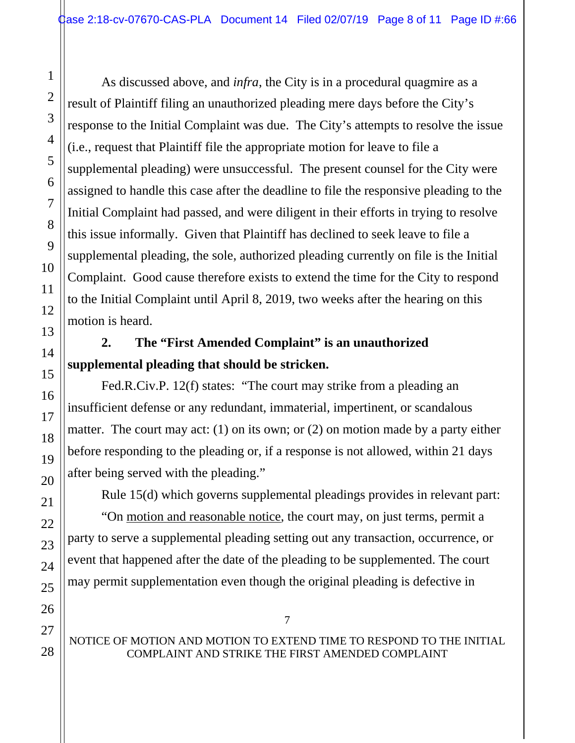As discussed above, and *infra*, the City is in a procedural quagmire as a result of Plaintiff filing an unauthorized pleading mere days before the City's response to the Initial Complaint was due. The City's attempts to resolve the issue (i.e., request that Plaintiff file the appropriate motion for leave to file a supplemental pleading) were unsuccessful. The present counsel for the City were assigned to handle this case after the deadline to file the responsive pleading to the Initial Complaint had passed, and were diligent in their efforts in trying to resolve this issue informally. Given that Plaintiff has declined to seek leave to file a supplemental pleading, the sole, authorized pleading currently on file is the Initial Complaint. Good cause therefore exists to extend the time for the City to respond to the Initial Complaint until April 8, 2019, two weeks after the hearing on this motion is heard.

**2. The "First Amended Complaint" is an unauthorized supplemental pleading that should be stricken.**

Fed.R.Civ.P. 12(f) states: "The court may strike from a pleading an insufficient defense or any redundant, immaterial, impertinent, or scandalous matter. The court may act: (1) on its own; or (2) on motion made by a party either before responding to the pleading or, if a response is not allowed, within 21 days after being served with the pleading."

Rule 15(d) which governs supplemental pleadings provides in relevant part:

"On <u>motion and reasonable notice</u>, the court may, on just terms, permit a party to serve a supplemental pleading setting out any transaction, occurrence, or event that happened after the date of the pleading to be supplemented. The court may permit supplementation even though the original pleading is defective in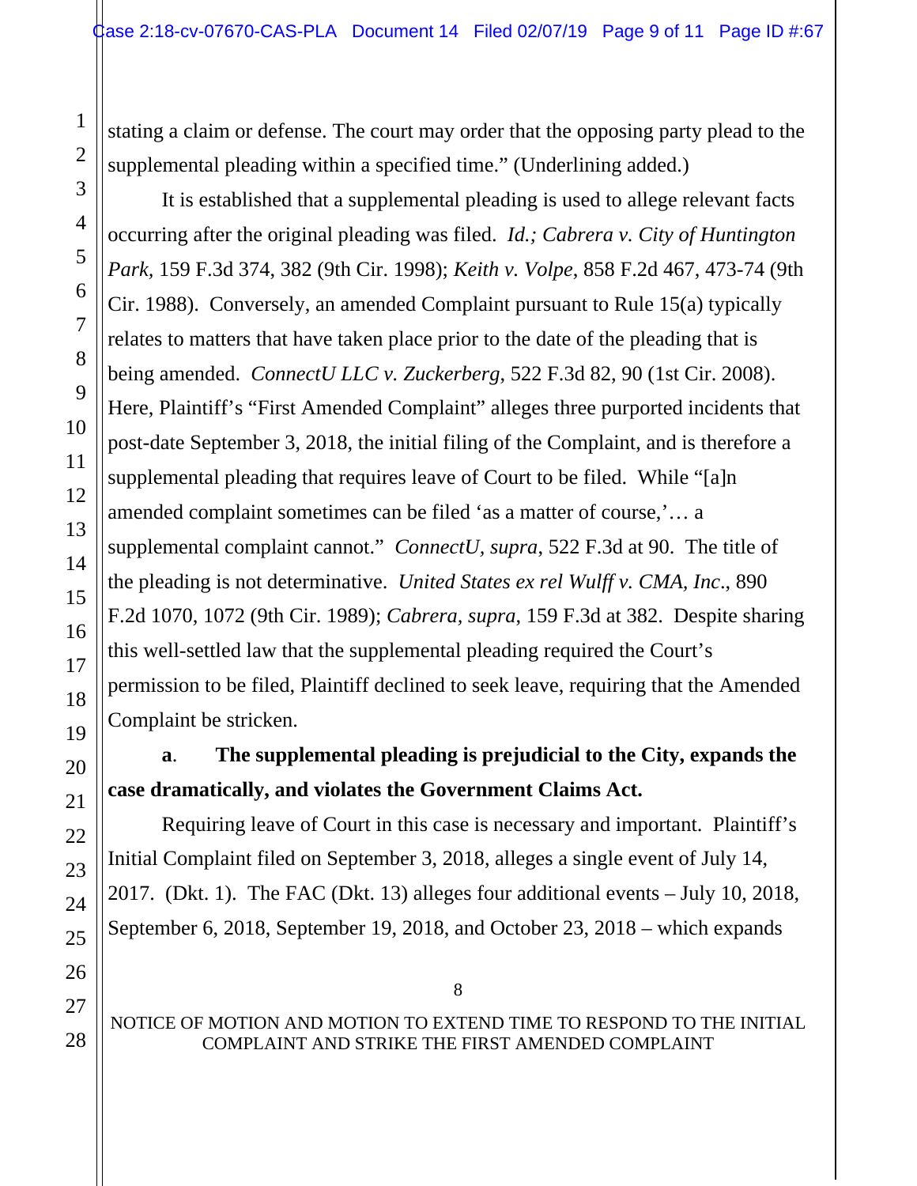stating a claim or defense. The court may order that the opposing party plead to the supplemental pleading within a specified time." (Underlining added.)

It is established that a supplemental pleading is used to allege relevant facts occurring after the original pleading was filed. *Id.; Cabrera v. City of Huntington Park*, 159 F.3d 374, 382 (9th Cir. 1998); *Keith v. Volpe*, 858 F.2d 467, 473-74 (9th Cir. 1988). Conversely, an amended Complaint pursuant to Rule 15(a) typically relates to matters that have taken place prior to the date of the pleading that is being amended. *ConnectU LLC v. Zuckerberg*, 522 F.3d 82, 90 (1st Cir. 2008). Here, Plaintiff's "First Amended Complaint" alleges three purported incidents that post-date September 3, 2018, the initial filing of the Complaint, and is therefore a supplemental pleading that requires leave of Court to be filed. While "[a]n amended complaint sometimes can be filed 'as a matter of course,'… a supplemental complaint cannot." *ConnectU, supra*, 522 F.3d at 90. The title of the pleading is not determinative. *United States ex rel Wulff v. CMA, Inc*., 890 F.2d 1070, 1072 (9th Cir. 1989); *Cabrera, supra*, 159 F.3d at 382. Despite sharing this well-settled law that the supplemental pleading required the Court's permission to be filed, Plaintiff declined to seek leave, requiring that the Amended Complaint be stricken.

**a. The supplemental pleading is prejudicial to the City, expands the case dramatically, and violates the Government Claims Act.**

Requiring leave of Court in this case is necessary and important. Plaintiff's Initial Complaint filed on September 3, 2018, alleges a single event of July 14, 2017. (Dkt. 1). The FAC (Dkt. 13) alleges four additional events – July 10, 2018, September 6, 2018, September 19, 2018, and October 23, 2018 – which expands

NOTICE OF MOTION AND MOTION TO EXTEND TIME TO RESPOND TO THE INITIAL COMPLAINT AND STRIKE THE FIRST AMENDED COMPLAINT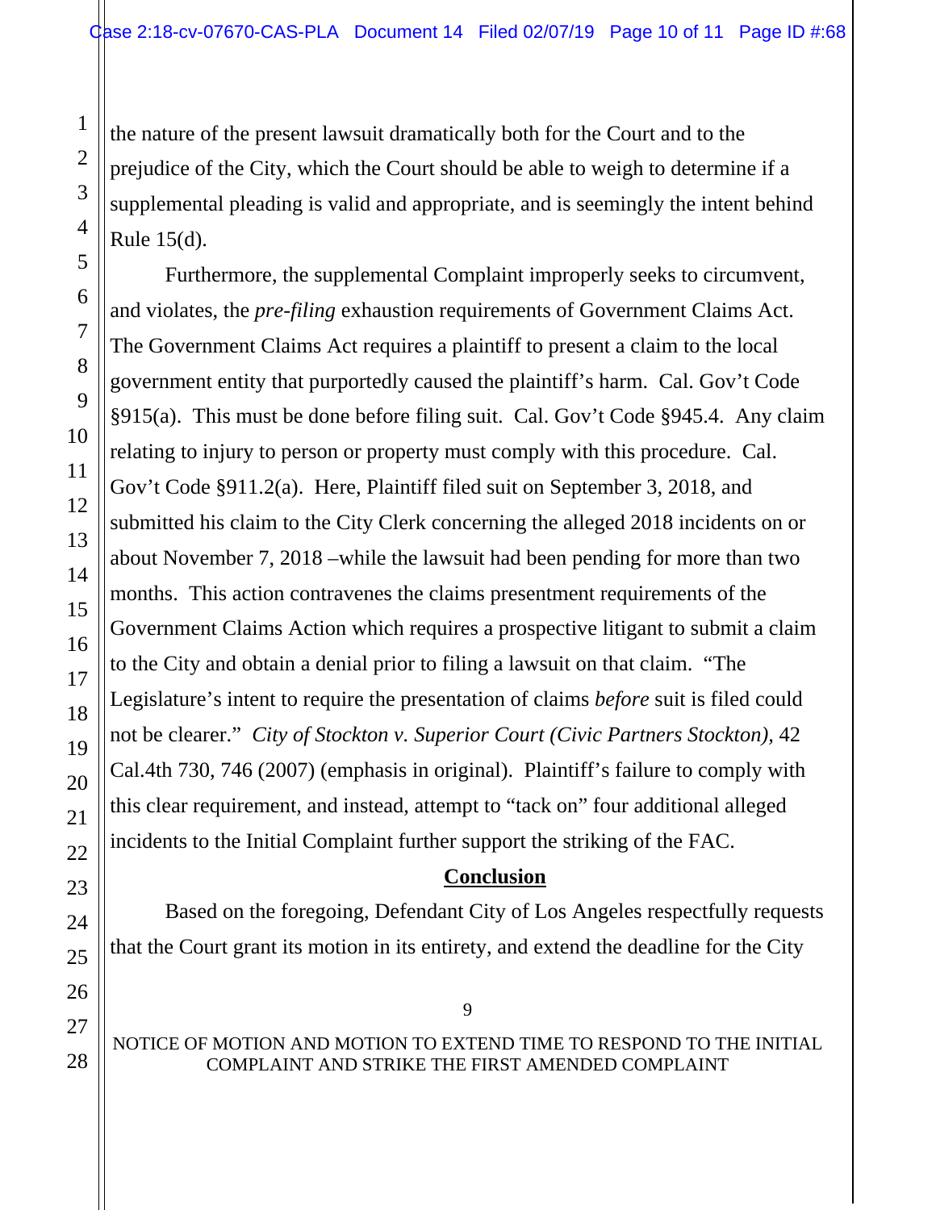the nature of the present lawsuit dramatically both for the Court and to the prejudice of the City, which the Court should be able to weigh to determine if a supplemental pleading is valid and appropriate, and is seemingly the intent behind Rule 15(d).

Furthermore, the supplemental Complaint improperly seeks to circumvent, and violates, the *pre-filing* exhaustion requirements of Government Claims Act. The Government Claims Act requires a plaintiff to present a claim to the local government entity that purportedly caused the plaintiff's harm. Cal. Gov't Code §915(a). This must be done before filing suit. Cal. Gov't Code §945.4. Any claim relating to injury to person or property must comply with this procedure. Cal. Gov't Code §911.2(a). Here, Plaintiff filed suit on September 3, 2018, and submitted his claim to the City Clerk concerning the alleged 2018 incidents on or about November 7, 2018 –while the lawsuit had been pending for more than two months. This action contravenes the claims presentment requirements of the Government Claims Action which requires a prospective litigant to submit a claim to the City and obtain a denial prior to filing a lawsuit on that claim. "The Legislature's intent to require the presentation of claims *before* suit is filed could not be clearer." *City of Stockton v. Superior Court (Civic Partners Stockton),* 42 Cal.4th 730, 746 (2007) (emphasis in original). Plaintiff's failure to comply with this clear requirement, and instead, attempt to "tack on" four additional alleged incidents to the Initial Complaint further support the striking of the FAC.

**Conclusion**

Based on the foregoing, Defendant City of Los Angeles respectfully requests that the Court grant its motion in its entirety, and extend the deadline for the City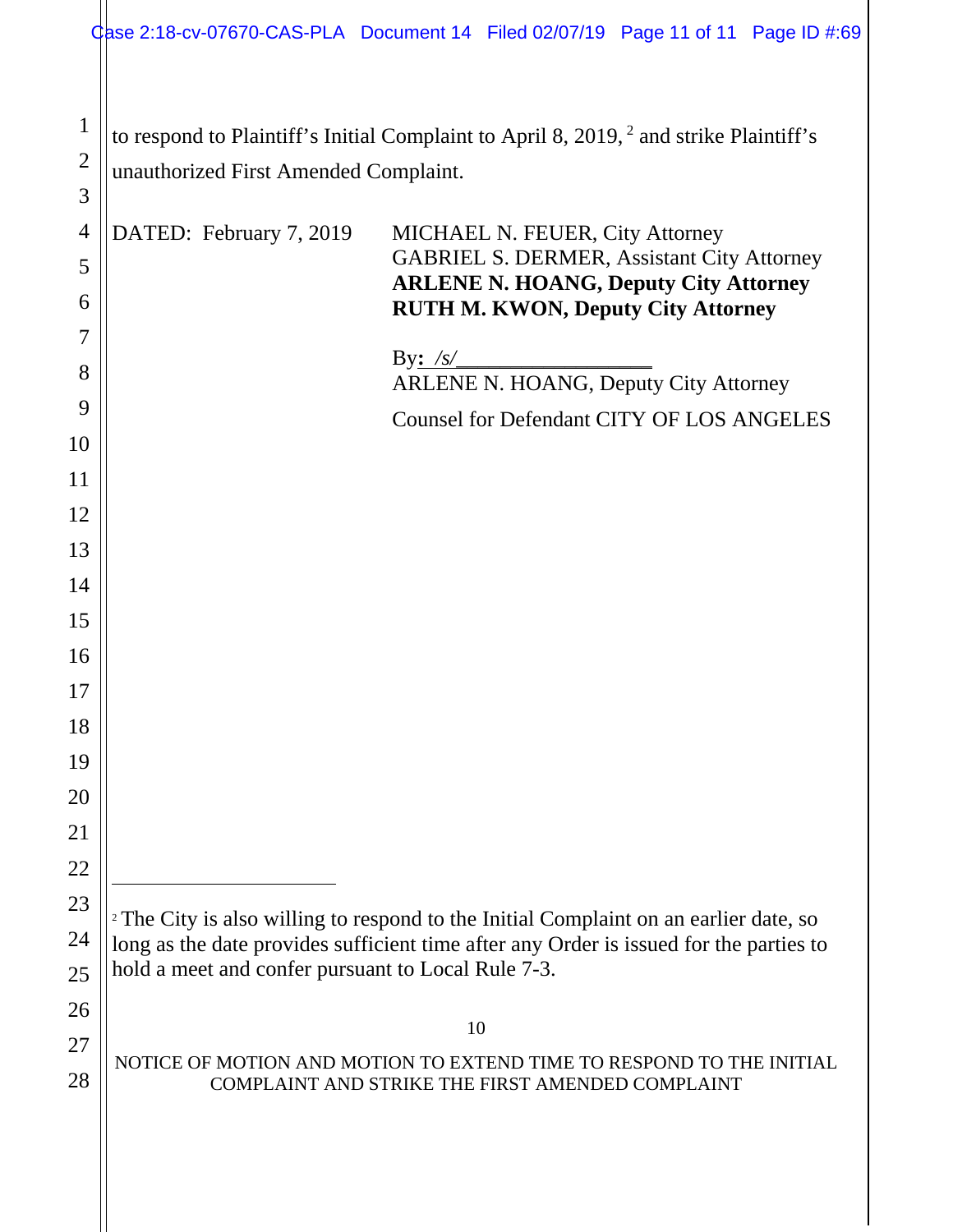to respond to Plaintiff's Initial Complaint to April 8, 2019, [2] and strike Plaintiff's unauthorized First Amended Complaint.

DATED: February 7, 2019

MICHAEL N. FEUER, City Attorney
GABRIEL S. DERMER, Assistant City Attorney
**ARLENE N. HOANG, Deputy City Attorney**
**RUTH M. KWON, Deputy City Attorney**

By: /s/__________________
ARLENE N. HOANG, Deputy City Attorney

Counsel for Defendant CITY OF LOS ANGELES

---

[2] The City is also willing to respond to the Initial Complaint on an earlier date, so long as the date provides sufficient time after any Order is issued for the parties to hold a meet and confer pursuant to Local Rule 7-3.